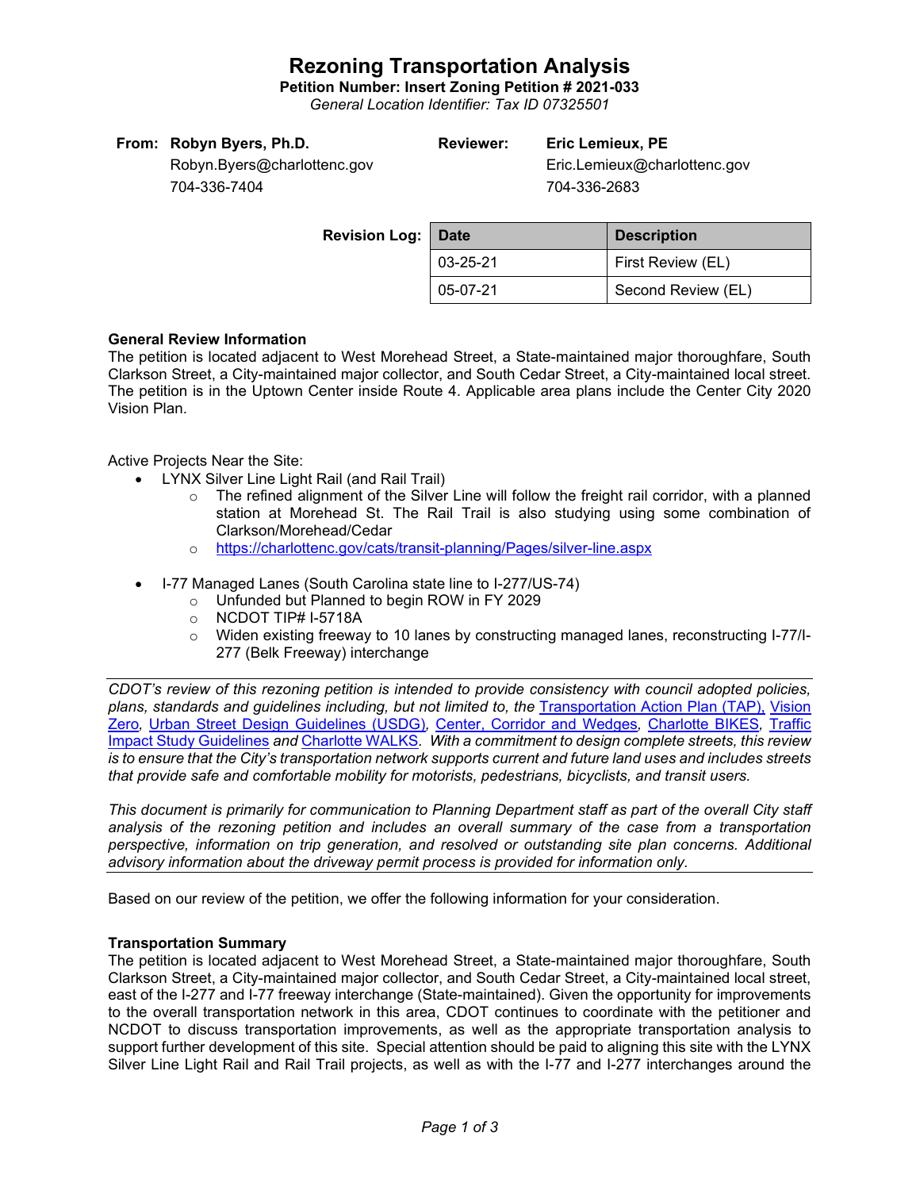# Rezoning Transportation Analysis

**Petition Number: Insert Zoning Petition # 2021-033**

*General Location Identifier: Tax ID 07325501*

**From:** **Robyn Byers, Ph.D.**
Robyn.Byers@charlottenc.gov
704-336-7404

**Reviewer:** **Eric Lemieux, PE**
Eric.Lemieux@charlottenc.gov
704-336-2683

**Revision Log:**

| Date | Description |
| --- | --- |
| 03-25-21 | First Review (EL) |
| 05-07-21 | Second Review (EL) |

### General Review Information

The petition is located adjacent to West Morehead Street, a State-maintained major thoroughfare, South Clarkson Street, a City-maintained major collector, and South Cedar Street, a City-maintained local street. The petition is in the Uptown Center inside Route 4. Applicable area plans include the Center City 2020 Vision Plan.

Active Projects Near the Site:

- LYNX Silver Line Light Rail (and Rail Trail)
  - The refined alignment of the Silver Line will follow the freight rail corridor, with a planned station at Morehead St. The Rail Trail is also studying using some combination of Clarkson/Morehead/Cedar
  - [https://charlottenc.gov/cats/transit-planning/Pages/silver-line.aspx](https://charlottenc.gov/cats/transit-planning/Pages/silver-line.aspx)
- I-77 Managed Lanes (South Carolina state line to I-277/US-74)
  - Unfunded but Planned to begin ROW in FY 2029
  - NCDOT TIP# I-5718A
  - Widen existing freeway to 10 lanes by constructing managed lanes, reconstructing I-77/I-277 (Belk Freeway) interchange

*CDOT's review of this rezoning petition is intended to provide consistency with council adopted policies, plans, standards and guidelines including, but not limited to, the* Transportation Action Plan (TAP), Vision Zero*,* Urban Street Design Guidelines (USDG)*,* Center, Corridor and Wedges*,* Charlotte BIKES*,* Traffic Impact Study Guidelines *and* Charlotte WALKS*. With a commitment to design complete streets, this review is to ensure that the City's transportation network supports current and future land uses and includes streets that provide safe and comfortable mobility for motorists, pedestrians, bicyclists, and transit users.*

*This document is primarily for communication to Planning Department staff as part of the overall City staff analysis of the rezoning petition and includes an overall summary of the case from a transportation perspective, information on trip generation, and resolved or outstanding site plan concerns. Additional advisory information about the driveway permit process is provided for information only.*

Based on our review of the petition, we offer the following information for your consideration.

### Transportation Summary

The petition is located adjacent to West Morehead Street, a State-maintained major thoroughfare, South Clarkson Street, a City-maintained major collector, and South Cedar Street, a City-maintained local street, east of the I-277 and I-77 freeway interchange (State-maintained). Given the opportunity for improvements to the overall transportation network in this area, CDOT continues to coordinate with the petitioner and NCDOT to discuss transportation improvements, as well as the appropriate transportation analysis to support further development of this site. Special attention should be paid to aligning this site with the LYNX Silver Line Light Rail and Rail Trail projects, as well as with the I-77 and I-277 interchanges around the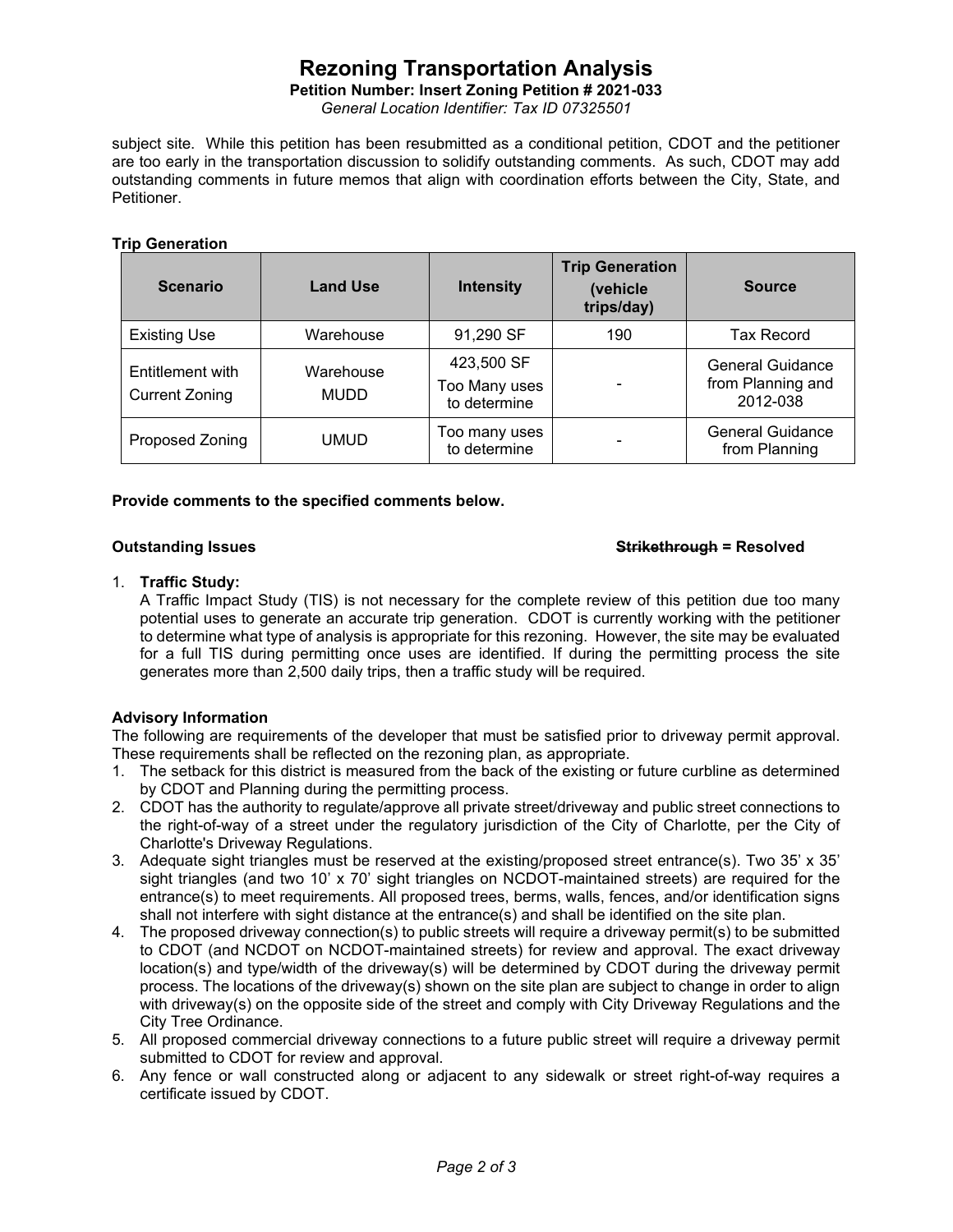subject site. While this petition has been resubmitted as a conditional petition, CDOT and the petitioner are too early in the transportation discussion to solidify outstanding comments. As such, CDOT may add outstanding comments in future memos that align with coordination efforts between the City, State, and Petitioner.

**Trip Generation**

| Scenario | Land Use | Intensity | Trip Generation (vehicle trips/day) | Source |
|---|---|---|---|---|
| Existing Use | Warehouse | 91,290 SF | 190 | Tax Record |
| Entitlement with Current Zoning | Warehouse<br>MUDD | 423,500 SF<br>Too Many uses to determine | - | General Guidance from Planning and 2012-038 |
| Proposed Zoning | UMUD | Too many uses to determine | - | General Guidance from Planning |

**Provide comments to the specified comments below.**

**Outstanding Issues** **~~Strikethrough~~ = Resolved**

1. **Traffic Study:**
   A Traffic Impact Study (TIS) is not necessary for the complete review of this petition due too many potential uses to generate an accurate trip generation. CDOT is currently working with the petitioner to determine what type of analysis is appropriate for this rezoning. However, the site may be evaluated for a full TIS during permitting once uses are identified. If during the permitting process the site generates more than 2,500 daily trips, then a traffic study will be required.

**Advisory Information**

The following are requirements of the developer that must be satisfied prior to driveway permit approval. These requirements shall be reflected on the rezoning plan, as appropriate.

1. The setback for this district is measured from the back of the existing or future curbline as determined by CDOT and Planning during the permitting process.
2. CDOT has the authority to regulate/approve all private street/driveway and public street connections to the right-of-way of a street under the regulatory jurisdiction of the City of Charlotte, per the City of Charlotte's Driveway Regulations.
3. Adequate sight triangles must be reserved at the existing/proposed street entrance(s). Two 35' x 35' sight triangles (and two 10' x 70' sight triangles on NCDOT-maintained streets) are required for the entrance(s) to meet requirements. All proposed trees, berms, walls, fences, and/or identification signs shall not interfere with sight distance at the entrance(s) and shall be identified on the site plan.
4. The proposed driveway connection(s) to public streets will require a driveway permit(s) to be submitted to CDOT (and NCDOT on NCDOT-maintained streets) for review and approval. The exact driveway location(s) and type/width of the driveway(s) will be determined by CDOT during the driveway permit process. The locations of the driveway(s) shown on the site plan are subject to change in order to align with driveway(s) on the opposite side of the street and comply with City Driveway Regulations and the City Tree Ordinance.
5. All proposed commercial driveway connections to a future public street will require a driveway permit submitted to CDOT for review and approval.
6. Any fence or wall constructed along or adjacent to any sidewalk or street right-of-way requires a certificate issued by CDOT.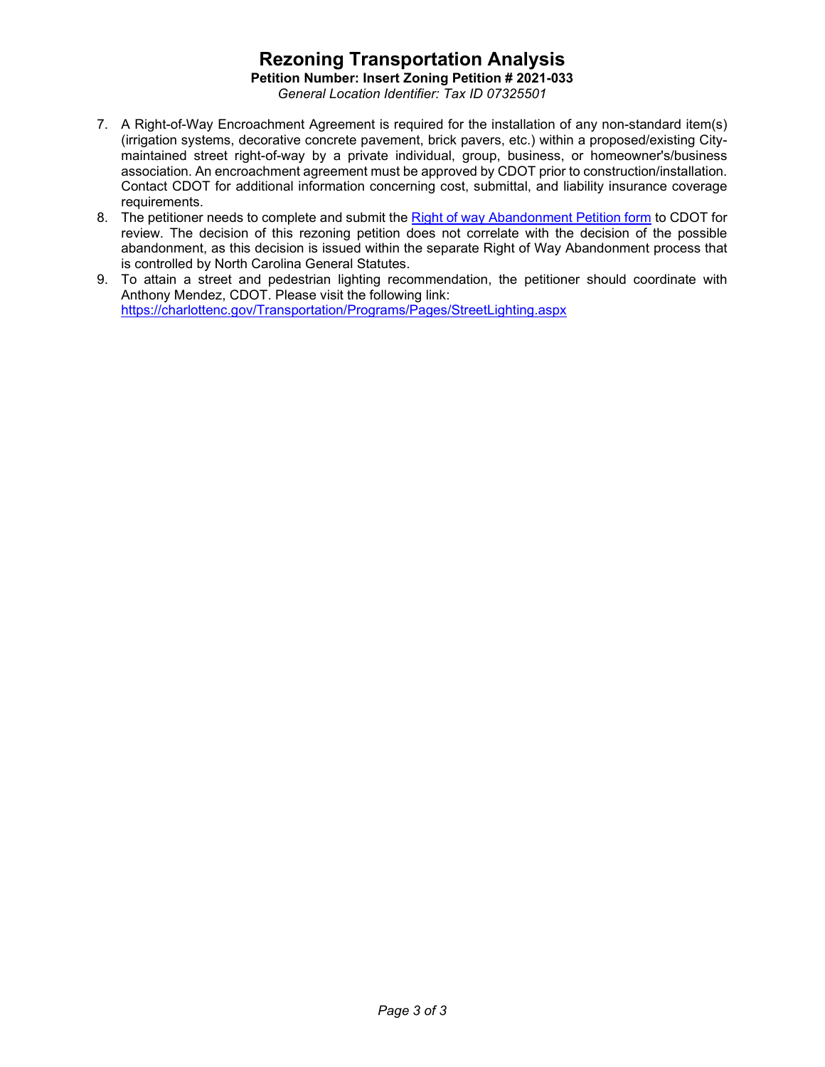7. A Right-of-Way Encroachment Agreement is required for the installation of any non-standard item(s) (irrigation systems, decorative concrete pavement, brick pavers, etc.) within a proposed/existing City-maintained street right-of-way by a private individual, group, business, or homeowner's/business association. An encroachment agreement must be approved by CDOT prior to construction/installation. Contact CDOT for additional information concerning cost, submittal, and liability insurance coverage requirements.
8. The petitioner needs to complete and submit the Right of way Abandonment Petition form to CDOT for review. The decision of this rezoning petition does not correlate with the decision of the possible abandonment, as this decision is issued within the separate Right of Way Abandonment process that is controlled by North Carolina General Statutes.
9. To attain a street and pedestrian lighting recommendation, the petitioner should coordinate with Anthony Mendez, CDOT. Please visit the following link: https://charlottenc.gov/Transportation/Programs/Pages/StreetLighting.aspx